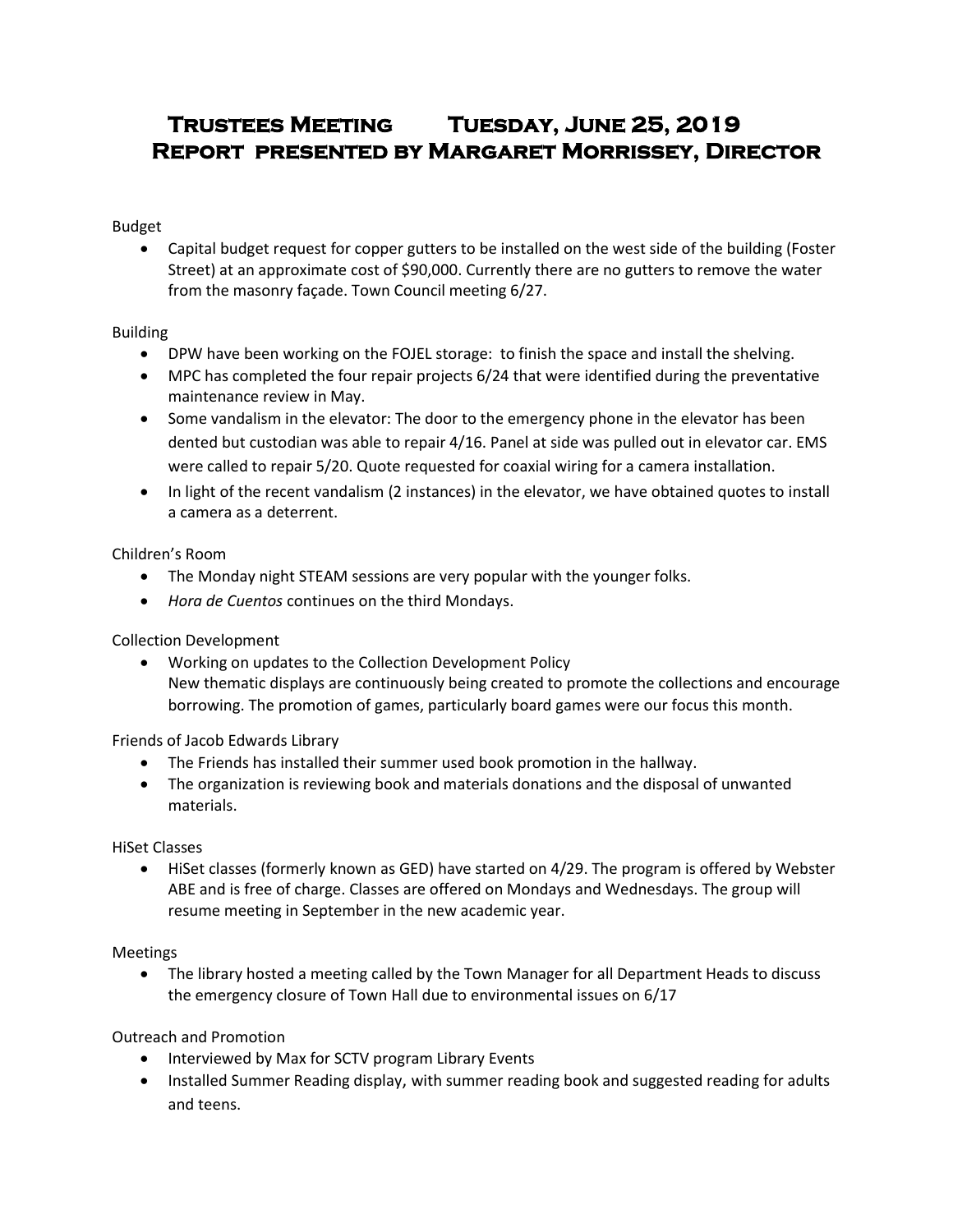# Trustees Meeting Tuesday, June 25, 2019
# Report presented by Margaret Morrissey, Director

Budget

- Capital budget request for copper gutters to be installed on the west side of the building (Foster Street) at an approximate cost of $90,000. Currently there are no gutters to remove the water from the masonry façade. Town Council meeting 6/27.

Building

- DPW have been working on the FOJEL storage: to finish the space and install the shelving.
- MPC has completed the four repair projects 6/24 that were identified during the preventative maintenance review in May.
- Some vandalism in the elevator: The door to the emergency phone in the elevator has been dented but custodian was able to repair 4/16. Panel at side was pulled out in elevator car. EMS were called to repair 5/20. Quote requested for coaxial wiring for a camera installation.
- In light of the recent vandalism (2 instances) in the elevator, we have obtained quotes to install a camera as a deterrent.

Children's Room

- The Monday night STEAM sessions are very popular with the younger folks.
- *Hora de Cuentos* continues on the third Mondays.

Collection Development

- Working on updates to the Collection Development Policy
  New thematic displays are continuously being created to promote the collections and encourage borrowing. The promotion of games, particularly board games were our focus this month.

Friends of Jacob Edwards Library

- The Friends has installed their summer used book promotion in the hallway.
- The organization is reviewing book and materials donations and the disposal of unwanted materials.

HiSet Classes

- HiSet classes (formerly known as GED) have started on 4/29. The program is offered by Webster ABE and is free of charge. Classes are offered on Mondays and Wednesdays. The group will resume meeting in September in the new academic year.

Meetings

- The library hosted a meeting called by the Town Manager for all Department Heads to discuss the emergency closure of Town Hall due to environmental issues on 6/17

Outreach and Promotion

- Interviewed by Max for SCTV program Library Events
- Installed Summer Reading display, with summer reading book and suggested reading for adults and teens.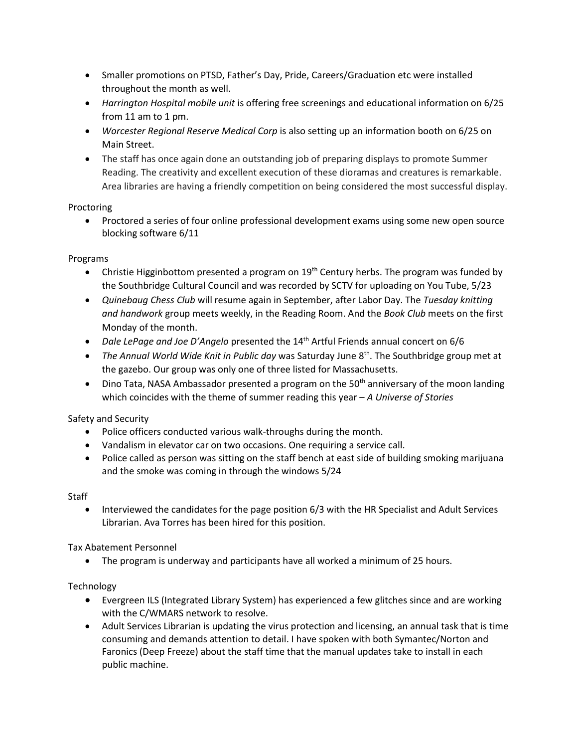- Smaller promotions on PTSD, Father's Day, Pride, Careers/Graduation etc were installed throughout the month as well.
- *Harrington Hospital mobile unit* is offering free screenings and educational information on 6/25 from 11 am to 1 pm.
- *Worcester Regional Reserve Medical Corp* is also setting up an information booth on 6/25 on Main Street.
- The staff has once again done an outstanding job of preparing displays to promote Summer Reading. The creativity and excellent execution of these dioramas and creatures is remarkable. Area libraries are having a friendly competition on being considered the most successful display.

Proctoring

- Proctored a series of four online professional development exams using some new open source blocking software 6/11

Programs

- Christie Higginbottom presented a program on 19th Century herbs. The program was funded by the Southbridge Cultural Council and was recorded by SCTV for uploading on You Tube, 5/23
- *Quinebaug Chess Club* will resume again in September, after Labor Day. The *Tuesday knitting and handwork* group meets weekly, in the Reading Room. And the *Book Club* meets on the first Monday of the month.
- *Dale LePage and Joe D'Angelo* presented the 14th Artful Friends annual concert on 6/6
- *The Annual World Wide Knit in Public day* was Saturday June 8th. The Southbridge group met at the gazebo. Our group was only one of three listed for Massachusetts.
- Dino Tata, NASA Ambassador presented a program on the 50th anniversary of the moon landing which coincides with the theme of summer reading this year – *A Universe of Stories*

Safety and Security

- Police officers conducted various walk-throughs during the month.
- Vandalism in elevator car on two occasions. One requiring a service call.
- Police called as person was sitting on the staff bench at east side of building smoking marijuana and the smoke was coming in through the windows 5/24

Staff

- Interviewed the candidates for the page position 6/3 with the HR Specialist and Adult Services Librarian. Ava Torres has been hired for this position.

Tax Abatement Personnel

- The program is underway and participants have all worked a minimum of 25 hours.

Technology

- Evergreen ILS (Integrated Library System) has experienced a few glitches since and are working with the C/WMARS network to resolve.
- Adult Services Librarian is updating the virus protection and licensing, an annual task that is time consuming and demands attention to detail. I have spoken with both Symantec/Norton and Faronics (Deep Freeze) about the staff time that the manual updates take to install in each public machine.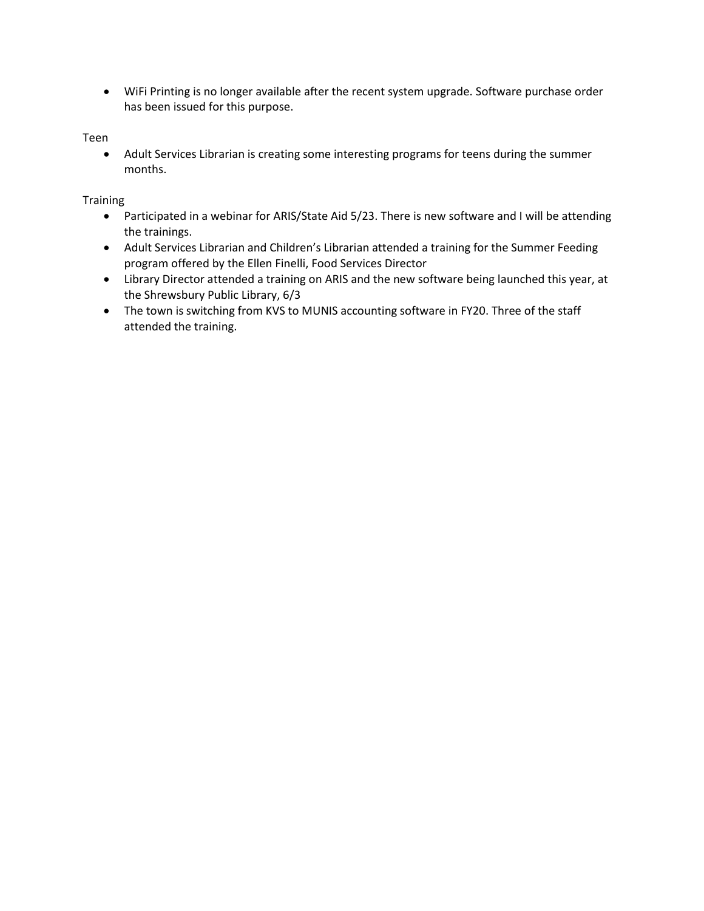- WiFi Printing is no longer available after the recent system upgrade. Software purchase order has been issued for this purpose.

Teen

- Adult Services Librarian is creating some interesting programs for teens during the summer months.

Training

- Participated in a webinar for ARIS/State Aid 5/23. There is new software and I will be attending the trainings.
- Adult Services Librarian and Children's Librarian attended a training for the Summer Feeding program offered by the Ellen Finelli, Food Services Director
- Library Director attended a training on ARIS and the new software being launched this year, at the Shrewsbury Public Library, 6/3
- The town is switching from KVS to MUNIS accounting software in FY20. Three of the staff attended the training.